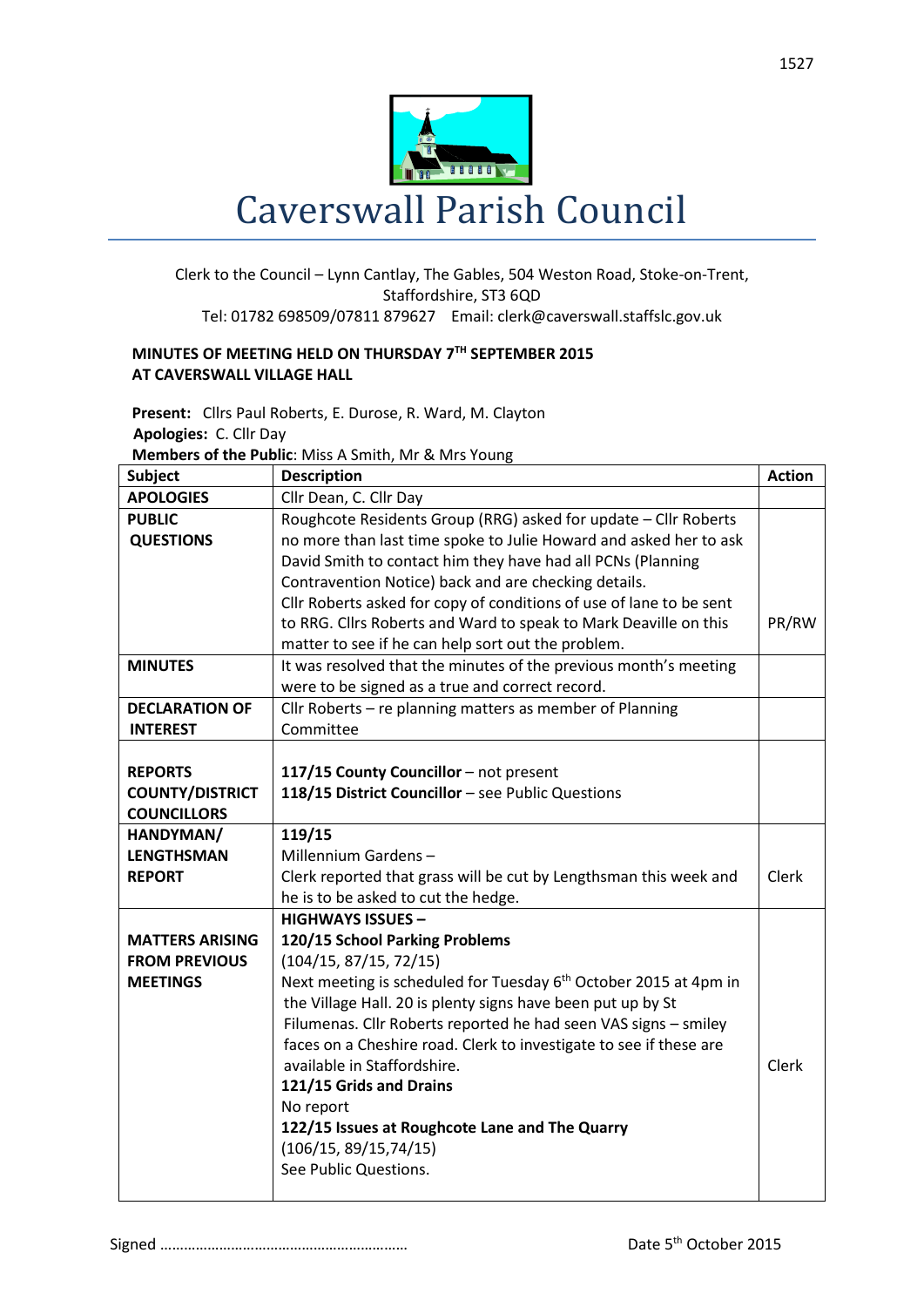# Caverswall Parish Council

Clerk to the Council – Lynn Cantlay, The Gables, 504 Weston Road, Stoke-on-Trent, Staffordshire, ST3 6QD
Tel: 01782 698509/07811 879627 Email: clerk@caverswall.staffslc.gov.uk

**MINUTES OF MEETING HELD ON THURSDAY 7TH SEPTEMBER 2015**
**AT CAVERSWALL VILLAGE HALL**

**Present:** Cllrs Paul Roberts, E. Durose, R. Ward, M. Clayton
**Apologies:** C. Cllr Day
**Members of the Public**: Miss A Smith, Mr & Mrs Young

| Subject | Description | Action |
|---|---|---|
| **APOLOGIES** | Cllr Dean, C. Cllr Day | |
| **PUBLIC QUESTIONS** | Roughcote Residents Group (RRG) asked for update – Cllr Roberts no more than last time spoke to Julie Howard and asked her to ask David Smith to contact him they have had all PCNs (Planning Contravention Notice) back and are checking details. Cllr Roberts asked for copy of conditions of use of lane to be sent to RRG. Cllrs Roberts and Ward to speak to Mark Deaville on this matter to see if he can help sort out the problem. | PR/RW |
| **MINUTES** | It was resolved that the minutes of the previous month's meeting were to be signed as a true and correct record. | |
| **DECLARATION OF INTEREST** | Cllr Roberts – re planning matters as member of Planning Committee | |
| **REPORTS COUNTY/DISTRICT COUNCILLORS** | **117/15 County Councillor** – not present<br>**118/15 District Councillor** – see Public Questions | |
| **HANDYMAN/ LENGTHSMAN REPORT** | **119/15**<br>Millennium Gardens –<br>Clerk reported that grass will be cut by Lengthsman this week and he is to be asked to cut the hedge. | Clerk |
| **MATTERS ARISING FROM PREVIOUS MEETINGS** | **HIGHWAYS ISSUES –**<br>**120/15 School Parking Problems**<br>(104/15, 87/15, 72/15)<br>Next meeting is scheduled for Tuesday 6th October 2015 at 4pm in the Village Hall. 20 is plenty signs have been put up by St Filumenas. Cllr Roberts reported he had seen VAS signs – smiley faces on a Cheshire road. Clerk to investigate to see if these are available in Staffordshire.<br>**121/15 Grids and Drains**<br>No report<br>**122/15 Issues at Roughcote Lane and The Quarry**<br>(106/15, 89/15,74/15)<br>See Public Questions. | Clerk |

Signed ……………………………………………………… Date 5th October 2015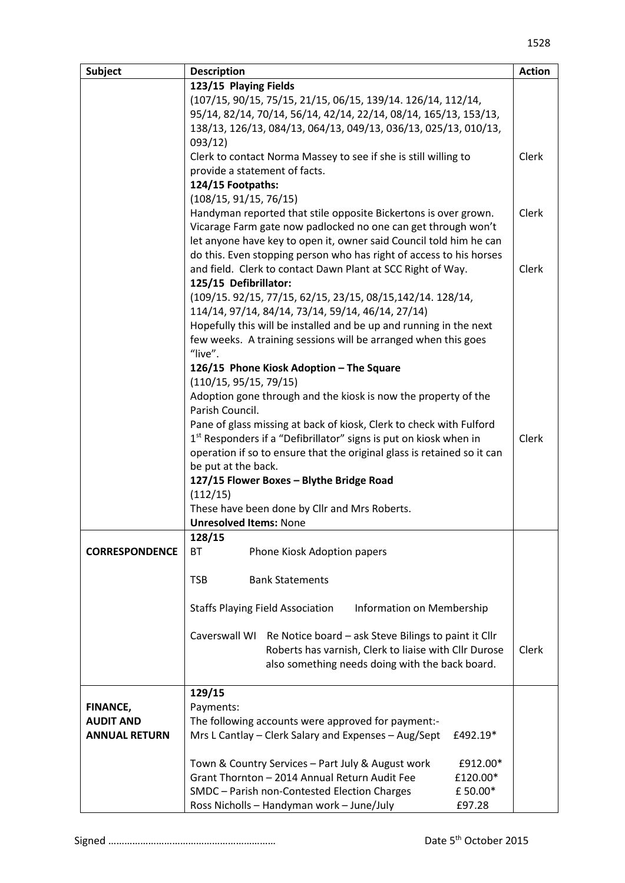| Subject | Description | Action |
|---|---|---|
| | **123/15 Playing Fields**<br>(107/15, 90/15, 75/15, 21/15, 06/15, 139/14. 126/14, 112/14, 95/14, 82/14, 70/14, 56/14, 42/14, 22/14, 08/14, 165/13, 153/13, 138/13, 126/13, 084/13, 064/13, 049/13, 036/13, 025/13, 010/13, 093/12)<br>Clerk to contact Norma Massey to see if she is still willing to provide a statement of facts.<br>**124/15 Footpaths:**<br>(108/15, 91/15, 76/15)<br>Handyman reported that stile opposite Bickertons is over grown.<br>Vicarage Farm gate now padlocked no one can get through won't let anyone have key to open it, owner said Council told him he can do this. Even stopping person who has right of access to his horses and field. Clerk to contact Dawn Plant at SCC Right of Way.<br>**125/15 Defibrillator:**<br>(109/15. 92/15, 77/15, 62/15, 23/15, 08/15,142/14. 128/14, 114/14, 97/14, 84/14, 73/14, 59/14, 46/14, 27/14)<br>Hopefully this will be installed and be up and running in the next few weeks. A training sessions will be arranged when this goes "live".<br>**126/15 Phone Kiosk Adoption – The Square**<br>(110/15, 95/15, 79/15)<br>Adoption gone through and the kiosk is now the property of the Parish Council.<br>Pane of glass missing at back of kiosk, Clerk to check with Fulford 1st Responders if a "Defibrillator" signs is put on kiosk when in operation if so to ensure that the original glass is retained so it can be put at the back.<br>**127/15 Flower Boxes – Blythe Bridge Road**<br>(112/15)<br>These have been done by Cllr and Mrs Roberts.<br>**Unresolved Items:** None | Clerk<br><br>Clerk<br><br>Clerk<br><br>Clerk |
| **CORRESPONDENCE** | **128/15**<br>BT Phone Kiosk Adoption papers<br><br>TSB Bank Statements<br><br>Staffs Playing Field Association Information on Membership<br><br>Caverswall WI Re Notice board – ask Steve Bilings to paint it Cllr Roberts has varnish, Clerk to liaise with Cllr Durose also something needs doing with the back board. | Clerk |
| **FINANCE, AUDIT AND ANNUAL RETURN** | **129/15**<br>Payments:<br>The following accounts were approved for payment:-<br>Mrs L Cantlay – Clerk Salary and Expenses – Aug/Sept £492.19*<br><br>Town & Country Services – Part July & August work £912.00*<br>Grant Thornton – 2014 Annual Return Audit Fee £120.00*<br>SMDC – Parish non-Contested Election Charges £ 50.00*<br>Ross Nicholls – Handyman work – June/July £97.28 | |

Signed …………………………………………………… Date 5th October 2015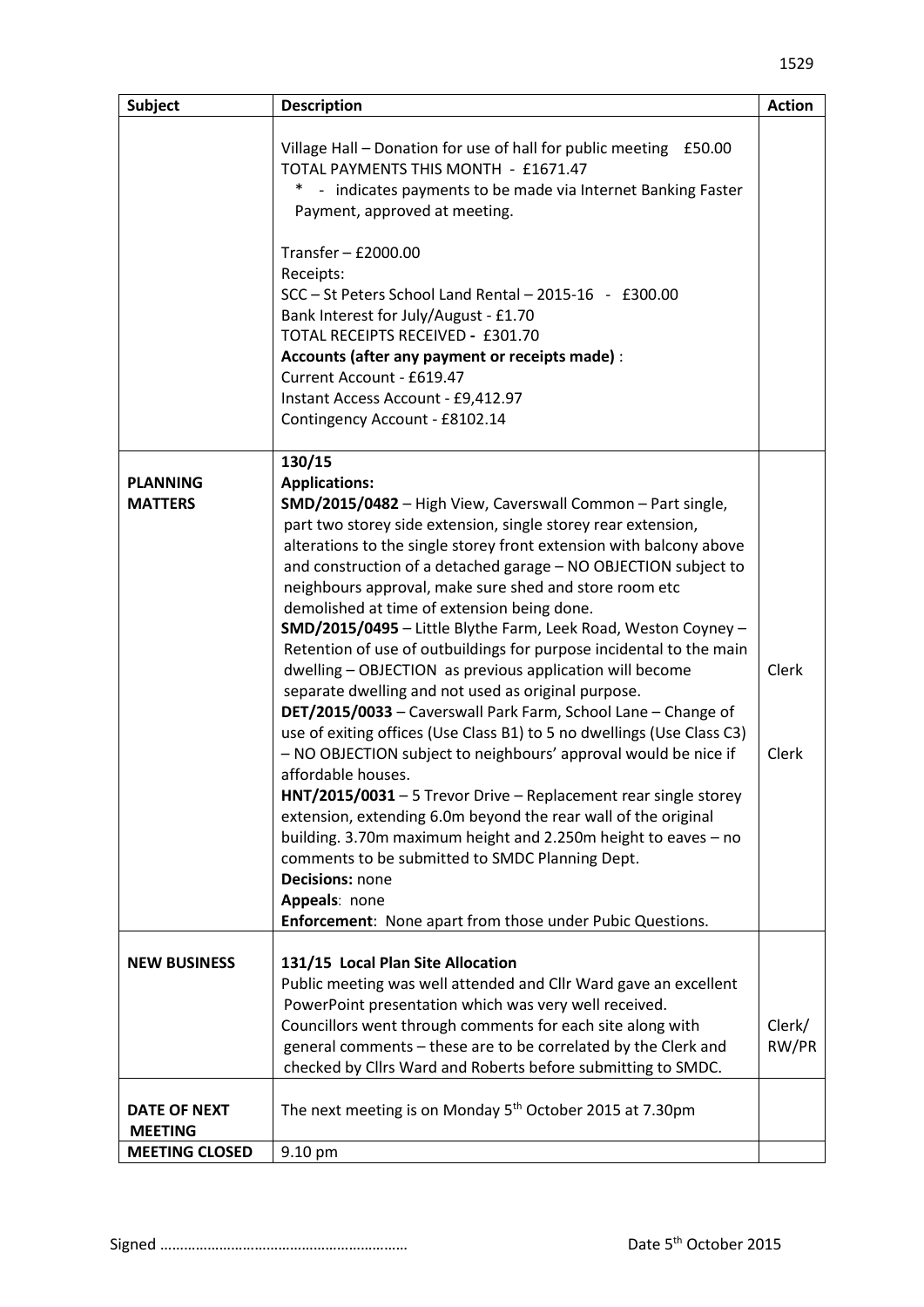| Subject | Description | Action |
|---|---|---|
| | Village Hall – Donation for use of hall for public meeting £50.00<br>TOTAL PAYMENTS THIS MONTH - £1671.47<br>* - indicates payments to be made via Internet Banking Faster Payment, approved at meeting.<br><br>Transfer – £2000.00<br>Receipts:<br>SCC – St Peters School Land Rental – 2015-16 - £300.00<br>Bank Interest for July/August - £1.70<br>TOTAL RECEIPTS RECEIVED - £301.70<br>**Accounts (after any payment or receipts made)** :<br>Current Account - £619.47<br>Instant Access Account - £9,412.97<br>Contingency Account - £8102.14 | |
| **PLANNING MATTERS** | **130/15**<br>**Applications:**<br>**SMD/2015/0482** – High View, Caverswall Common – Part single, part two storey side extension, single storey rear extension, alterations to the single storey front extension with balcony above and construction of a detached garage – NO OBJECTION subject to neighbours approval, make sure shed and store room etc demolished at time of extension being done.<br>**SMD/2015/0495** – Little Blythe Farm, Leek Road, Weston Coyney – Retention of use of outbuildings for purpose incidental to the main dwelling – OBJECTION as previous application will become separate dwelling and not used as original purpose.<br>**DET/2015/0033** – Caverswall Park Farm, School Lane – Change of use of exiting offices (Use Class B1) to 5 no dwellings (Use Class C3) – NO OBJECTION subject to neighbours' approval would be nice if affordable houses.<br>**HNT/2015/0031** – 5 Trevor Drive – Replacement rear single storey extension, extending 6.0m beyond the rear wall of the original building. 3.70m maximum height and 2.250m height to eaves – no comments to be submitted to SMDC Planning Dept.<br>**Decisions:** none<br>**Appeals**: none<br>**Enforcement**: None apart from those under Pubic Questions. | Clerk<br><br>Clerk |
| **NEW BUSINESS** | **131/15 Local Plan Site Allocation**<br>Public meeting was well attended and Cllr Ward gave an excellent PowerPoint presentation which was very well received.<br>Councillors went through comments for each site along with general comments – these are to be correlated by the Clerk and checked by Cllrs Ward and Roberts before submitting to SMDC. | Clerk/ RW/PR |
| **DATE OF NEXT MEETING** | The next meeting is on Monday 5th October 2015 at 7.30pm | |
| **MEETING CLOSED** | 9.10 pm | |

Signed …………………………………………………… Date 5th October 2015